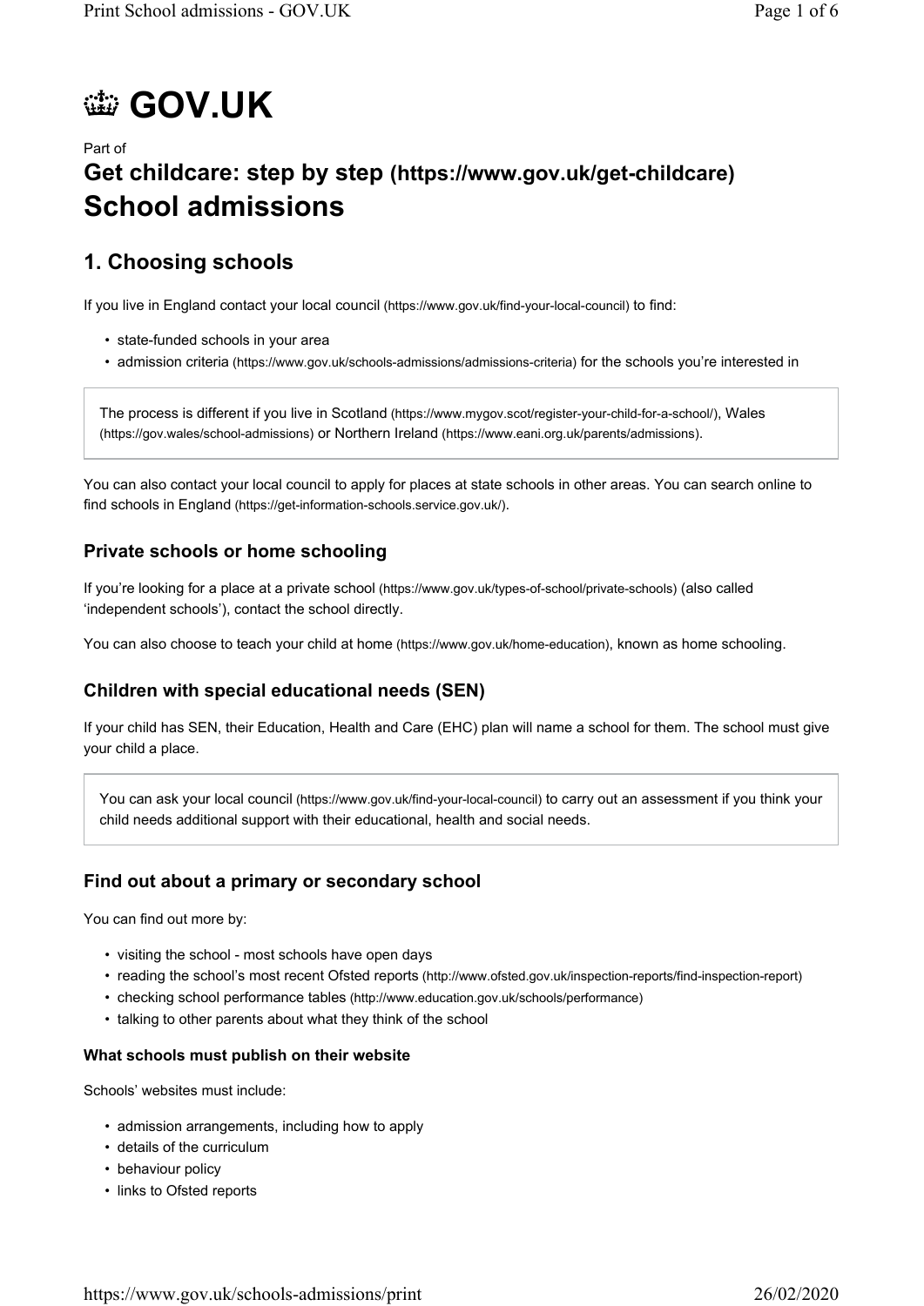# 👑 GOV.UK

Part of

## Get childcare: step by step (https://www.gov.uk/get-childcare)

# School admissions

## 1. Choosing schools

If you live in England contact your local council (https://www.gov.uk/find-your-local-council) to find:

- state-funded schools in your area
- admission criteria (https://www.gov.uk/schools-admissions/admissions-criteria) for the schools you're interested in

> The process is different if you live in Scotland (https://www.mygov.scot/register-your-child-for-a-school/), Wales (https://gov.wales/school-admissions) or Northern Ireland (https://www.eani.org.uk/parents/admissions).

You can also contact your local council to apply for places at state schools in other areas. You can search online to find schools in England (https://get-information-schools.service.gov.uk/).

### Private schools or home schooling

If you're looking for a place at a private school (https://www.gov.uk/types-of-school/private-schools) (also called 'independent schools'), contact the school directly.

You can also choose to teach your child at home (https://www.gov.uk/home-education), known as home schooling.

### Children with special educational needs (SEN)

If your child has SEN, their Education, Health and Care (EHC) plan will name a school for them. The school must give your child a place.

> You can ask your local council (https://www.gov.uk/find-your-local-council) to carry out an assessment if you think your child needs additional support with their educational, health and social needs.

### Find out about a primary or secondary school

You can find out more by:

- visiting the school - most schools have open days
- reading the school's most recent Ofsted reports (http://www.ofsted.gov.uk/inspection-reports/find-inspection-report)
- checking school performance tables (http://www.education.gov.uk/schools/performance)
- talking to other parents about what they think of the school

#### What schools must publish on their website

Schools' websites must include:

- admission arrangements, including how to apply
- details of the curriculum
- behaviour policy
- links to Ofsted reports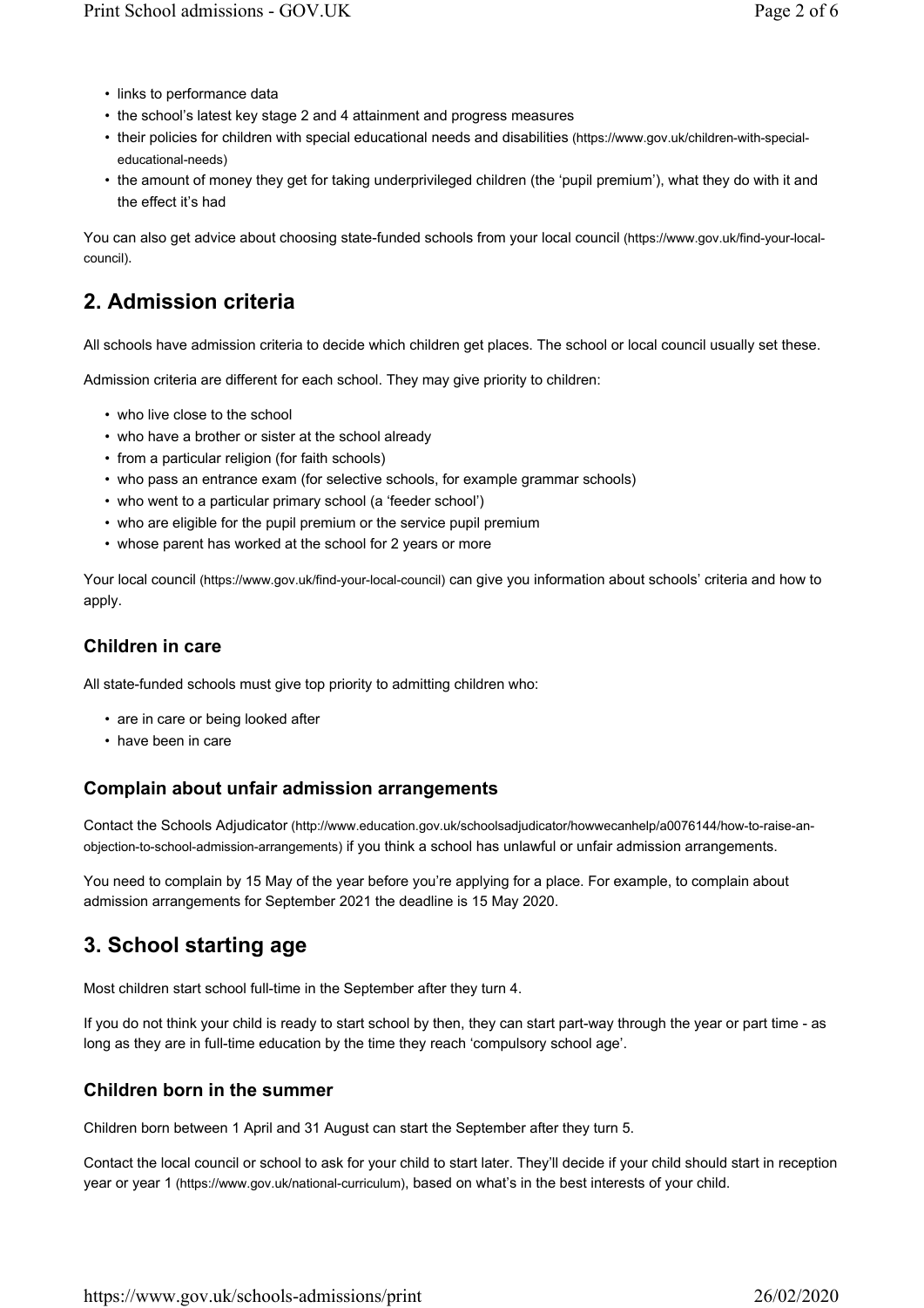- links to performance data
- the school's latest key stage 2 and 4 attainment and progress measures
- their policies for children with special educational needs and disabilities (https://www.gov.uk/children-with-special-educational-needs)
- the amount of money they get for taking underprivileged children (the 'pupil premium'), what they do with it and the effect it's had

You can also get advice about choosing state-funded schools from your local council (https://www.gov.uk/find-your-local-council).

## 2. Admission criteria

All schools have admission criteria to decide which children get places. The school or local council usually set these.

Admission criteria are different for each school. They may give priority to children:

- who live close to the school
- who have a brother or sister at the school already
- from a particular religion (for faith schools)
- who pass an entrance exam (for selective schools, for example grammar schools)
- who went to a particular primary school (a 'feeder school')
- who are eligible for the pupil premium or the service pupil premium
- whose parent has worked at the school for 2 years or more

Your local council (https://www.gov.uk/find-your-local-council) can give you information about schools' criteria and how to apply.

### Children in care

All state-funded schools must give top priority to admitting children who:

- are in care or being looked after
- have been in care

### Complain about unfair admission arrangements

Contact the Schools Adjudicator (http://www.education.gov.uk/schoolsadjudicator/howwecanhelp/a0076144/how-to-raise-an-objection-to-school-admission-arrangements) if you think a school has unlawful or unfair admission arrangements.

You need to complain by 15 May of the year before you're applying for a place. For example, to complain about admission arrangements for September 2021 the deadline is 15 May 2020.

## 3. School starting age

Most children start school full-time in the September after they turn 4.

If you do not think your child is ready to start school by then, they can start part-way through the year or part time - as long as they are in full-time education by the time they reach 'compulsory school age'.

### Children born in the summer

Children born between 1 April and 31 August can start the September after they turn 5.

Contact the local council or school to ask for your child to start later. They'll decide if your child should start in reception year or year 1 (https://www.gov.uk/national-curriculum), based on what's in the best interests of your child.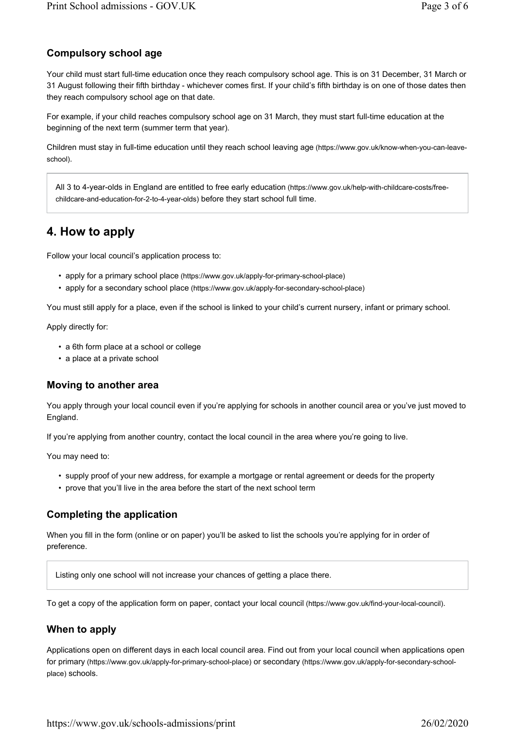### Compulsory school age

Your child must start full-time education once they reach compulsory school age. This is on 31 December, 31 March or 31 August following their fifth birthday - whichever comes first. If your child's fifth birthday is on one of those dates then they reach compulsory school age on that date.

For example, if your child reaches compulsory school age on 31 March, they must start full-time education at the beginning of the next term (summer term that year).

Children must stay in full-time education until they reach school leaving age (https://www.gov.uk/know-when-you-can-leave-school).

All 3 to 4-year-olds in England are entitled to free early education (https://www.gov.uk/help-with-childcare-costs/free-childcare-and-education-for-2-to-4-year-olds) before they start school full time.

## 4. How to apply

Follow your local council's application process to:

- apply for a primary school place (https://www.gov.uk/apply-for-primary-school-place)
- apply for a secondary school place (https://www.gov.uk/apply-for-secondary-school-place)

You must still apply for a place, even if the school is linked to your child's current nursery, infant or primary school.

Apply directly for:

- a 6th form place at a school or college
- a place at a private school

### Moving to another area

You apply through your local council even if you're applying for schools in another council area or you've just moved to England.

If you're applying from another country, contact the local council in the area where you're going to live.

You may need to:

- supply proof of your new address, for example a mortgage or rental agreement or deeds for the property
- prove that you'll live in the area before the start of the next school term

### Completing the application

When you fill in the form (online or on paper) you'll be asked to list the schools you're applying for in order of preference.

Listing only one school will not increase your chances of getting a place there.

To get a copy of the application form on paper, contact your local council (https://www.gov.uk/find-your-local-council).

### When to apply

Applications open on different days in each local council area. Find out from your local council when applications open for primary (https://www.gov.uk/apply-for-primary-school-place) or secondary (https://www.gov.uk/apply-for-secondary-school-place) schools.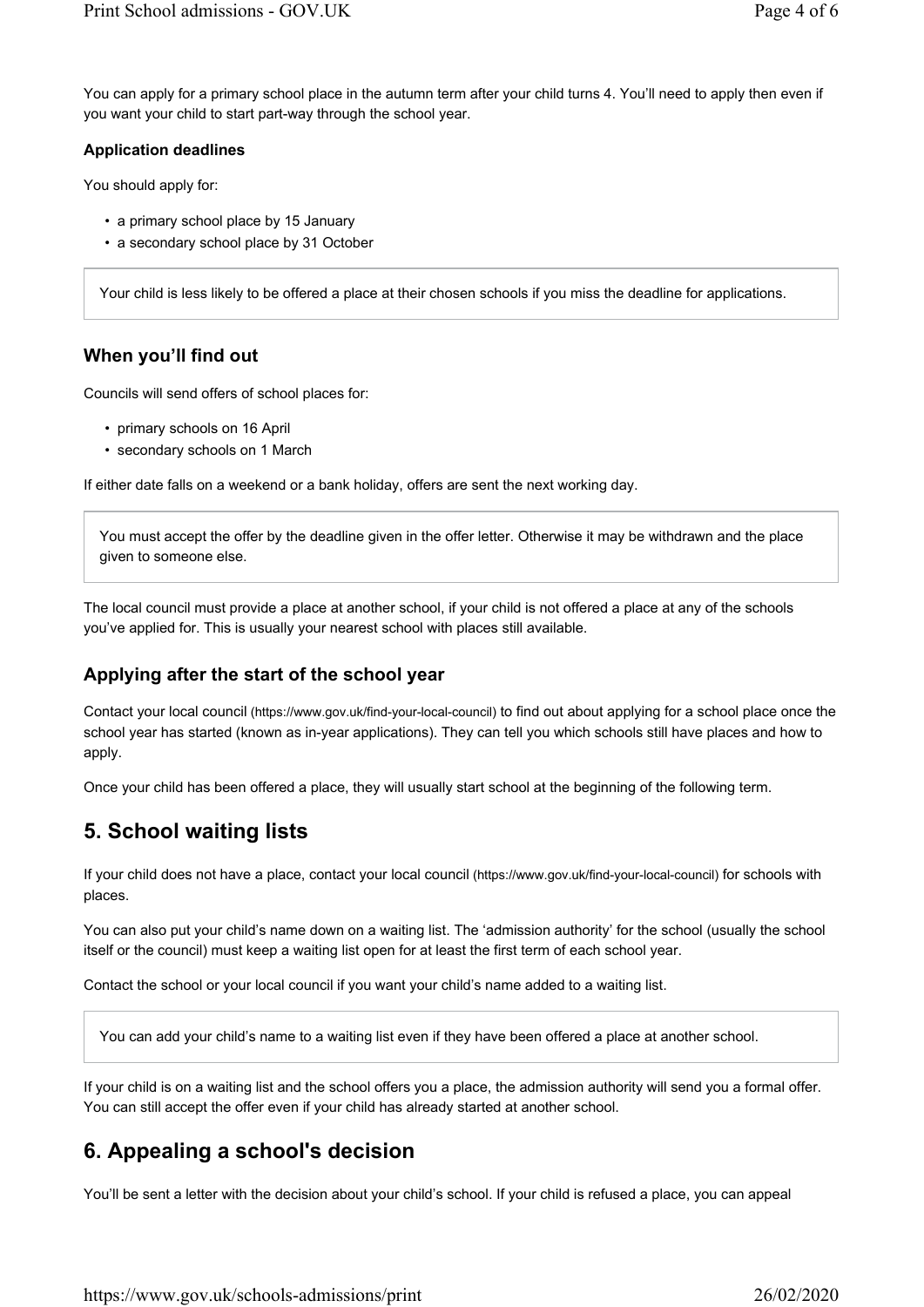You can apply for a primary school place in the autumn term after your child turns 4. You'll need to apply then even if you want your child to start part-way through the school year.

**Application deadlines**

You should apply for:

- a primary school place by 15 January
- a secondary school place by 31 October

> Your child is less likely to be offered a place at their chosen schools if you miss the deadline for applications.

### When you'll find out

Councils will send offers of school places for:

- primary schools on 16 April
- secondary schools on 1 March

If either date falls on a weekend or a bank holiday, offers are sent the next working day.

> You must accept the offer by the deadline given in the offer letter. Otherwise it may be withdrawn and the place given to someone else.

The local council must provide a place at another school, if your child is not offered a place at any of the schools you've applied for. This is usually your nearest school with places still available.

### Applying after the start of the school year

Contact your local council (https://www.gov.uk/find-your-local-council) to find out about applying for a school place once the school year has started (known as in-year applications). They can tell you which schools still have places and how to apply.

Once your child has been offered a place, they will usually start school at the beginning of the following term.

## 5. School waiting lists

If your child does not have a place, contact your local council (https://www.gov.uk/find-your-local-council) for schools with places.

You can also put your child's name down on a waiting list. The 'admission authority' for the school (usually the school itself or the council) must keep a waiting list open for at least the first term of each school year.

Contact the school or your local council if you want your child's name added to a waiting list.

> You can add your child's name to a waiting list even if they have been offered a place at another school.

If your child is on a waiting list and the school offers you a place, the admission authority will send you a formal offer. You can still accept the offer even if your child has already started at another school.

## 6. Appealing a school's decision

You'll be sent a letter with the decision about your child's school. If your child is refused a place, you can appeal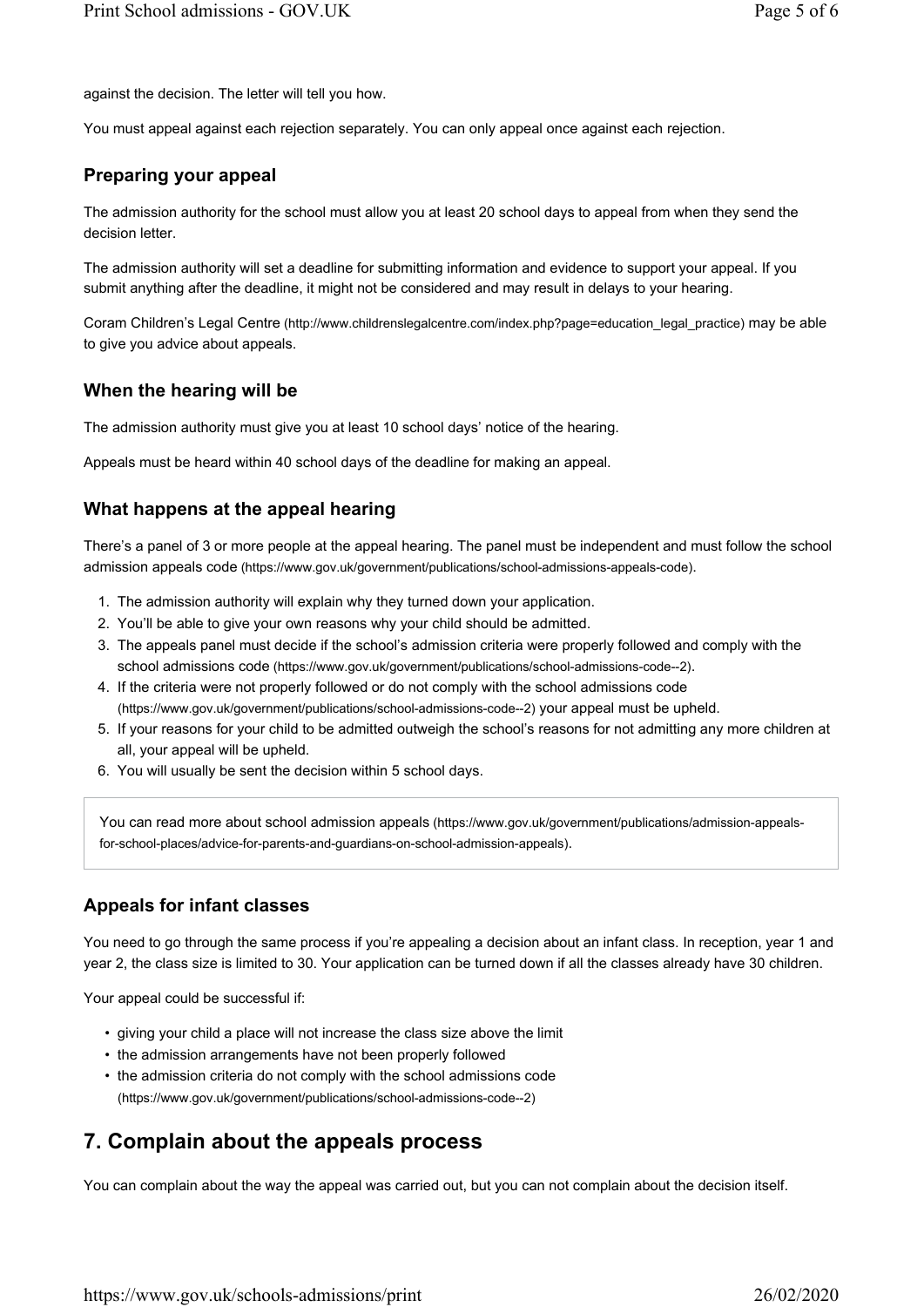against the decision. The letter will tell you how.

You must appeal against each rejection separately. You can only appeal once against each rejection.

### Preparing your appeal

The admission authority for the school must allow you at least 20 school days to appeal from when they send the decision letter.

The admission authority will set a deadline for submitting information and evidence to support your appeal. If you submit anything after the deadline, it might not be considered and may result in delays to your hearing.

Coram Children's Legal Centre (http://www.childrenslegalcentre.com/index.php?page=education_legal_practice) may be able to give you advice about appeals.

### When the hearing will be

The admission authority must give you at least 10 school days' notice of the hearing.

Appeals must be heard within 40 school days of the deadline for making an appeal.

### What happens at the appeal hearing

There's a panel of 3 or more people at the appeal hearing. The panel must be independent and must follow the school admission appeals code (https://www.gov.uk/government/publications/school-admissions-appeals-code).

1. The admission authority will explain why they turned down your application.
2. You'll be able to give your own reasons why your child should be admitted.
3. The appeals panel must decide if the school's admission criteria were properly followed and comply with the school admissions code (https://www.gov.uk/government/publications/school-admissions-code--2).
4. If the criteria were not properly followed or do not comply with the school admissions code (https://www.gov.uk/government/publications/school-admissions-code--2) your appeal must be upheld.
5. If your reasons for your child to be admitted outweigh the school's reasons for not admitting any more children at all, your appeal will be upheld.
6. You will usually be sent the decision within 5 school days.

You can read more about school admission appeals (https://www.gov.uk/government/publications/admission-appeals-for-school-places/advice-for-parents-and-guardians-on-school-admission-appeals).

### Appeals for infant classes

You need to go through the same process if you're appealing a decision about an infant class. In reception, year 1 and year 2, the class size is limited to 30. Your application can be turned down if all the classes already have 30 children.

Your appeal could be successful if:

- giving your child a place will not increase the class size above the limit
- the admission arrangements have not been properly followed
- the admission criteria do not comply with the school admissions code (https://www.gov.uk/government/publications/school-admissions-code--2)

## 7. Complain about the appeals process

You can complain about the way the appeal was carried out, but you can not complain about the decision itself.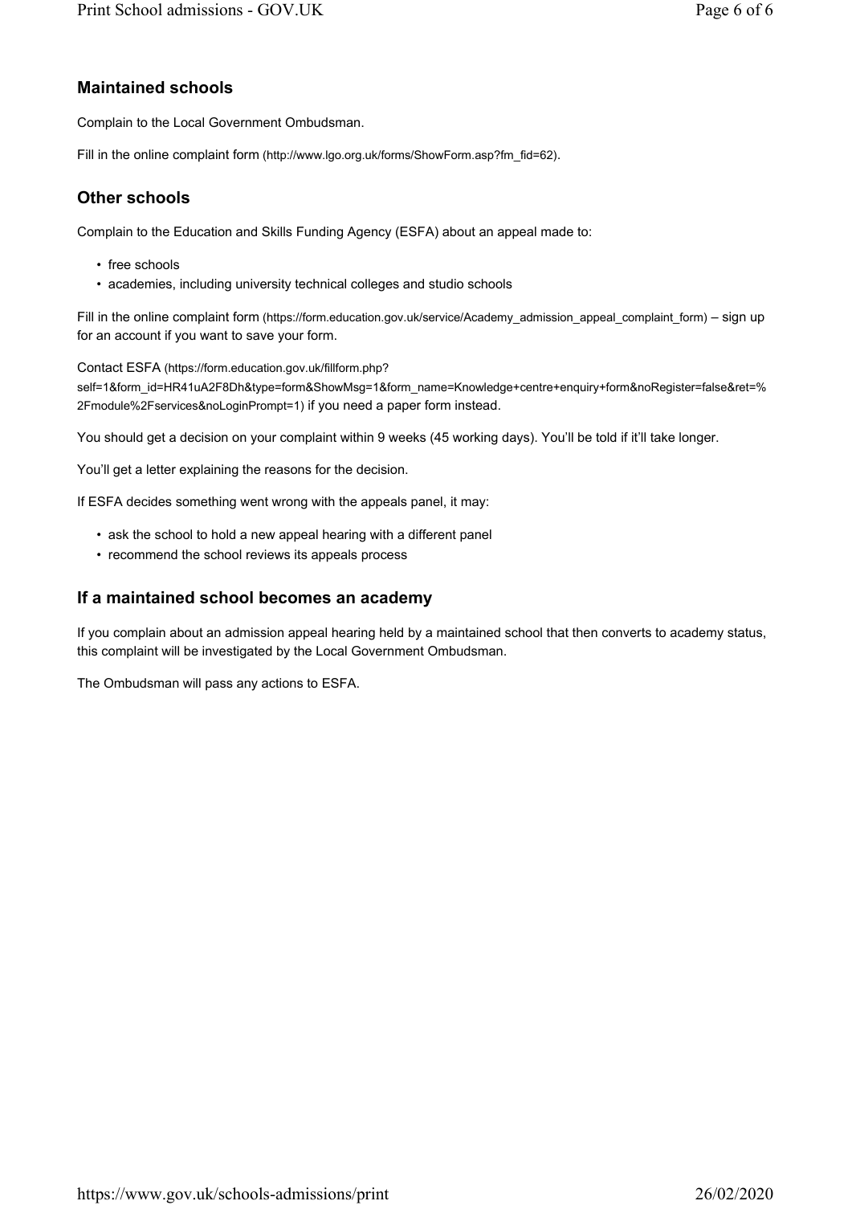## Maintained schools

Complain to the Local Government Ombudsman.

Fill in the online complaint form (http://www.lgo.org.uk/forms/ShowForm.asp?fm_fid=62).

## Other schools

Complain to the Education and Skills Funding Agency (ESFA) about an appeal made to:

- free schools
- academies, including university technical colleges and studio schools

Fill in the online complaint form (https://form.education.gov.uk/service/Academy_admission_appeal_complaint_form) – sign up for an account if you want to save your form.

Contact ESFA (https://form.education.gov.uk/fillform.php?self=1&form_id=HR41uA2F8Dh&type=form&ShowMsg=1&form_name=Knowledge+centre+enquiry+form&noRegister=false&ret=%2Fmodule%2Fservices&noLoginPrompt=1) if you need a paper form instead.

You should get a decision on your complaint within 9 weeks (45 working days). You'll be told if it'll take longer.

You'll get a letter explaining the reasons for the decision.

If ESFA decides something went wrong with the appeals panel, it may:

- ask the school to hold a new appeal hearing with a different panel
- recommend the school reviews its appeals process

## If a maintained school becomes an academy

If you complain about an admission appeal hearing held by a maintained school that then converts to academy status, this complaint will be investigated by the Local Government Ombudsman.

The Ombudsman will pass any actions to ESFA.